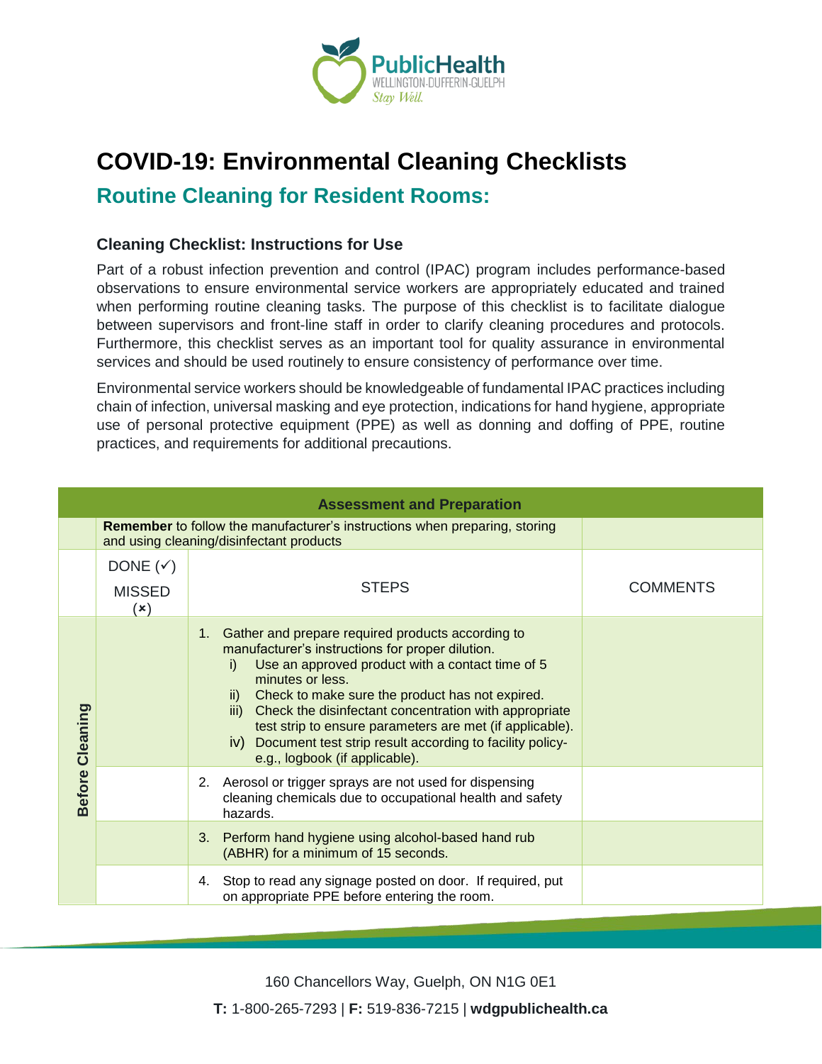# COVID-19: Environmental Cleaning Checklists

## Routine Cleaning for Resident Rooms:

### Cleaning Checklist: Instructions for Use

Part of a robust infection prevention and control (IPAC) program includes performance-based observations to ensure environmental service workers are appropriately educated and trained when performing routine cleaning tasks. The purpose of this checklist is to facilitate dialogue between supervisors and front-line staff in order to clarify cleaning procedures and protocols. Furthermore, this checklist serves as an important tool for quality assurance in environmental services and should be used routinely to ensure consistency of performance over time.

Environmental service workers should be knowledgeable of fundamental IPAC practices including chain of infection, universal masking and eye protection, indications for hand hygiene, appropriate use of personal protective equipment (PPE) as well as donning and doffing of PPE, routine practices, and requirements for additional precautions.

| Assessment and Preparation | | | |
|---|---|---|---|
| | **Remember** to follow the manufacturer's instructions when preparing, storing and using cleaning/disinfectant products | | |
| | DONE (✓) MISSED (×) | STEPS | COMMENTS |
| **Before Cleaning** | | 1. Gather and prepare required products according to manufacturer's instructions for proper dilution.<br>i) Use an approved product with a contact time of 5 minutes or less.<br>ii) Check to make sure the product has not expired.<br>iii) Check the disinfectant concentration with appropriate test strip to ensure parameters are met (if applicable).<br>iv) Document test strip result according to facility policy- e.g., logbook (if applicable). | |
| | | 2. Aerosol or trigger sprays are not used for dispensing cleaning chemicals due to occupational health and safety hazards. | |
| | | 3. Perform hand hygiene using alcohol-based hand rub (ABHR) for a minimum of 15 seconds. | |
| | | 4. Stop to read any signage posted on door. If required, put on appropriate PPE before entering the room. | |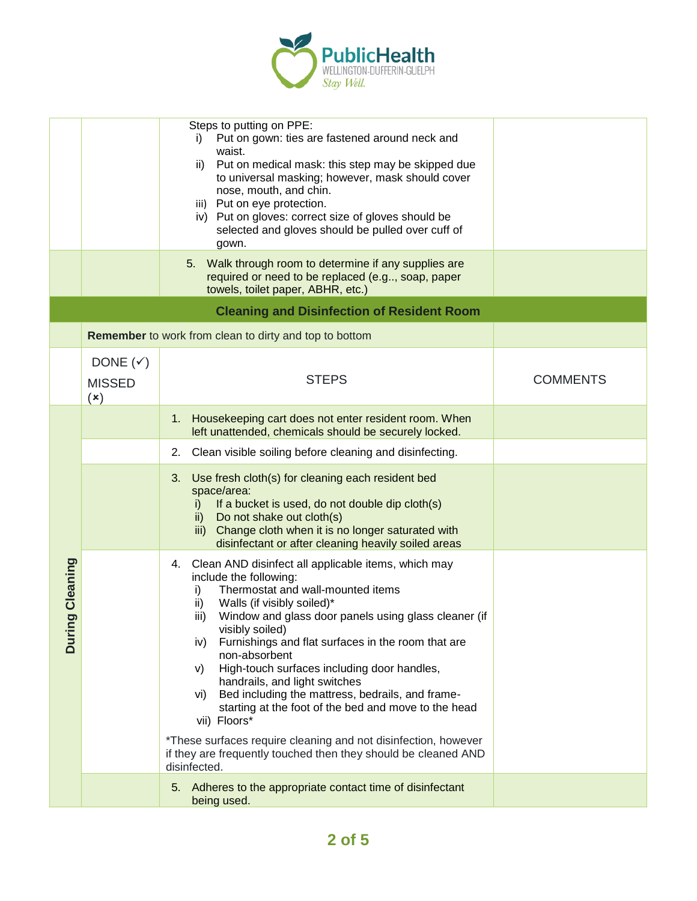| | | | |
|---|---|---|---|
| | | Steps to putting on PPE:<br>i) Put on gown: ties are fastened around neck and waist.<br>ii) Put on medical mask: this step may be skipped due to universal masking; however, mask should cover nose, mouth, and chin.<br>iii) Put on eye protection.<br>iv) Put on gloves: correct size of gloves should be selected and gloves should be pulled over cuff of gown. | |
| | | 5. Walk through room to determine if any supplies are required or need to be replaced (e.g.., soap, paper towels, toilet paper, ABHR, etc.) | |
| **Cleaning and Disinfection of Resident Room** | | | |
| | **Remember** to work from clean to dirty and top to bottom | | |
| | DONE (✓) MISSED (×) | STEPS | COMMENTS |
| **During Cleaning** | | 1. Housekeeping cart does not enter resident room. When left unattended, chemicals should be securely locked. | |
| | | 2. Clean visible soiling before cleaning and disinfecting. | |
| | | 3. Use fresh cloth(s) for cleaning each resident bed space/area:<br>i) If a bucket is used, do not double dip cloth(s)<br>ii) Do not shake out cloth(s)<br>iii) Change cloth when it is no longer saturated with disinfectant or after cleaning heavily soiled areas | |
| | | 4. Clean AND disinfect all applicable items, which may include the following:<br>i) Thermostat and wall-mounted items<br>ii) Walls (if visibly soiled)*<br>iii) Window and glass door panels using glass cleaner (if visibly soiled)<br>iv) Furnishings and flat surfaces in the room that are non-absorbent<br>v) High-touch surfaces including door handles, handrails, and light switches<br>vi) Bed including the mattress, bedrails, and frame- starting at the foot of the bed and move to the head<br>vii) Floors*<br><br>*These surfaces require cleaning and not disinfection, however if they are frequently touched then they should be cleaned AND disinfected. | |
| | | 5. Adheres to the appropriate contact time of disinfectant being used. | |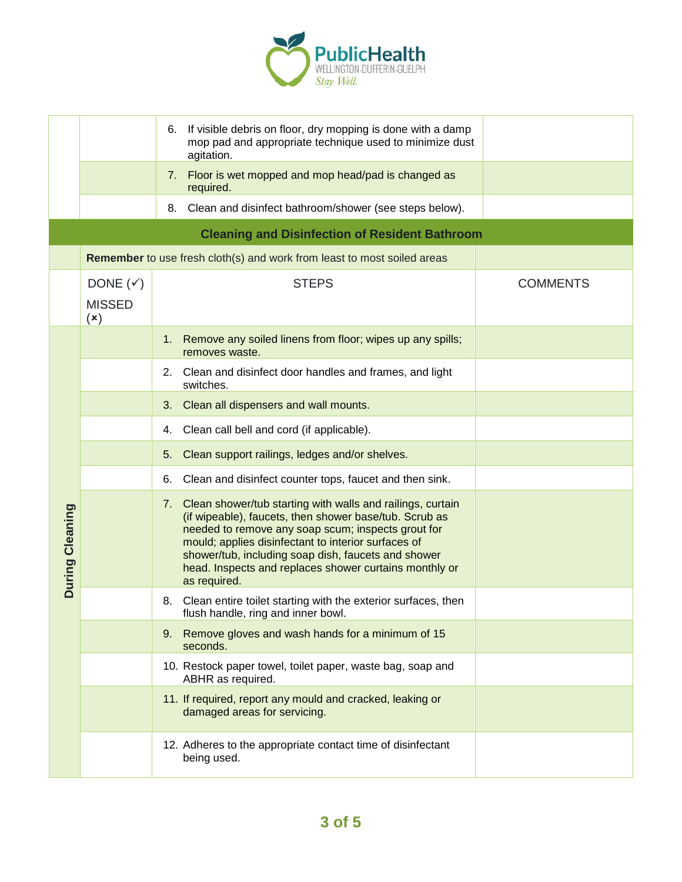| | DONE (✓) / MISSED (×) | STEPS | COMMENTS |
|---|---|---|---|
| | | 6. If visible debris on floor, dry mopping is done with a damp mop pad and appropriate technique used to minimize dust agitation. | |
| | | 7. Floor is wet mopped and mop head/pad is changed as required. | |
| | | 8. Clean and disinfect bathroom/shower (see steps below). | |

| | | **Cleaning and Disinfection of Resident Bathroom** | |
|---|---|---|---|
| | **Remember** to use fresh cloth(s) and work from least to most soiled areas | | |
| | DONE (✓) MISSED (×) | STEPS | COMMENTS |
| **During Cleaning** | | 1. Remove any soiled linens from floor; wipes up any spills; removes waste. | |
| | | 2. Clean and disinfect door handles and frames, and light switches. | |
| | | 3. Clean all dispensers and wall mounts. | |
| | | 4. Clean call bell and cord (if applicable). | |
| | | 5. Clean support railings, ledges and/or shelves. | |
| | | 6. Clean and disinfect counter tops, faucet and then sink. | |
| | | 7. Clean shower/tub starting with walls and railings, curtain (if wipeable), faucets, then shower base/tub. Scrub as needed to remove any soap scum; inspects grout for mould; applies disinfectant to interior surfaces of shower/tub, including soap dish, faucets and shower head. Inspects and replaces shower curtains monthly or as required. | |
| | | 8. Clean entire toilet starting with the exterior surfaces, then flush handle, ring and inner bowl. | |
| | | 9. Remove gloves and wash hands for a minimum of 15 seconds. | |
| | | 10. Restock paper towel, toilet paper, waste bag, soap and ABHR as required. | |
| | | 11. If required, report any mould and cracked, leaking or damaged areas for servicing. | |
| | | 12. Adheres to the appropriate contact time of disinfectant being used. | |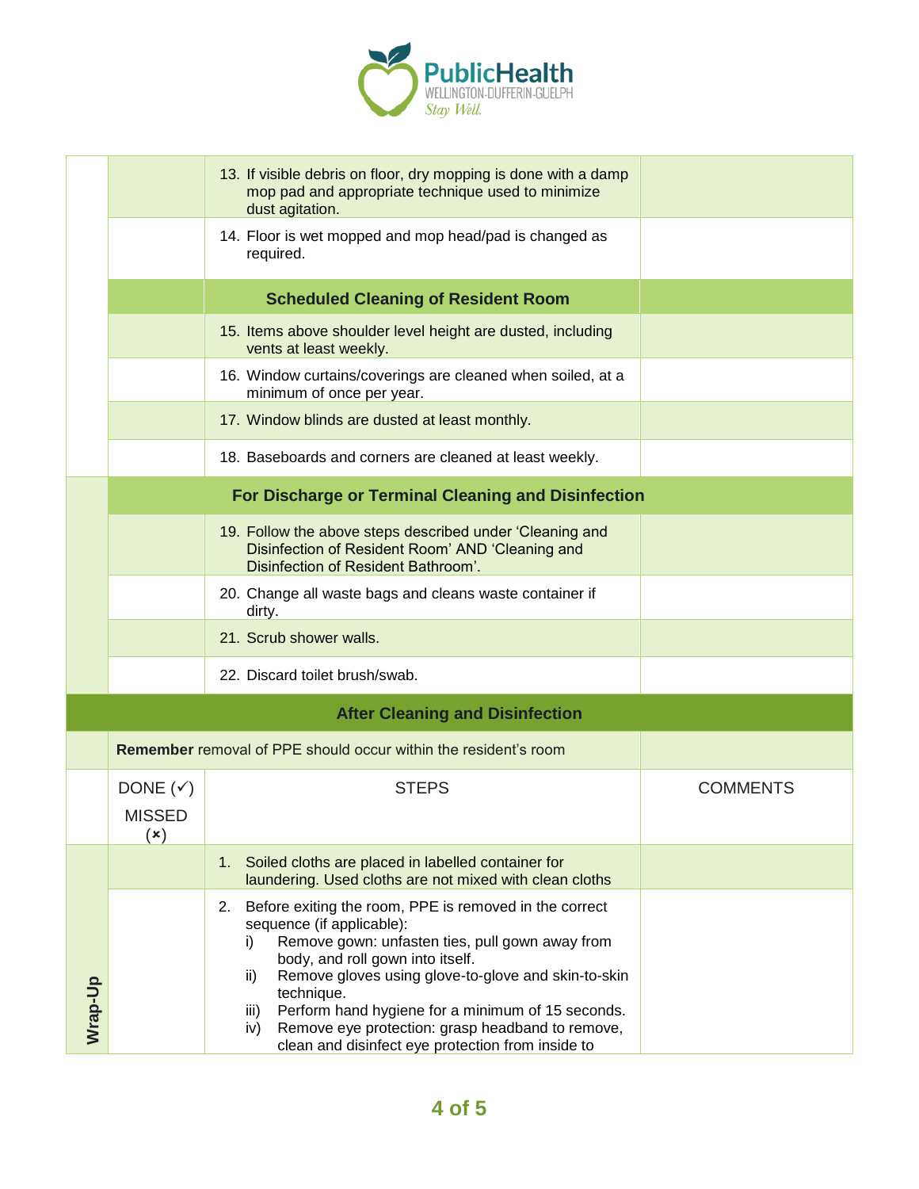| | DONE (✓) MISSED (×) | STEPS | COMMENTS |
|---|---|---|---|
| | | 13. If visible debris on floor, dry mopping is done with a damp mop pad and appropriate technique used to minimize dust agitation. | |
| | | 14. Floor is wet mopped and mop head/pad is changed as required. | |
| | | **Scheduled Cleaning of Resident Room** | |
| | | 15. Items above shoulder level height are dusted, including vents at least weekly. | |
| | | 16. Window curtains/coverings are cleaned when soiled, at a minimum of once per year. | |
| | | 17. Window blinds are dusted at least monthly. | |
| | | 18. Baseboards and corners are cleaned at least weekly. | |
| | | **For Discharge or Terminal Cleaning and Disinfection** | |
| | | 19. Follow the above steps described under 'Cleaning and Disinfection of Resident Room' AND 'Cleaning and Disinfection of Resident Bathroom'. | |
| | | 20. Change all waste bags and cleans waste container if dirty. | |
| | | 21. Scrub shower walls. | |
| | | 22. Discard toilet brush/swab. | |

## After Cleaning and Disinfection

**Remember** removal of PPE should occur within the resident's room

| | DONE (✓) MISSED (×) | STEPS | COMMENTS |
|---|---|---|---|
| Wrap-Up | | 1. Soiled cloths are placed in labelled container for laundering. Used cloths are not mixed with clean cloths | |
| | | 2. Before exiting the room, PPE is removed in the correct sequence (if applicable): i) Remove gown: unfasten ties, pull gown away from body, and roll gown into itself. ii) Remove gloves using glove-to-glove and skin-to-skin technique. iii) Perform hand hygiene for a minimum of 15 seconds. iv) Remove eye protection: grasp headband to remove, clean and disinfect eye protection from inside to | |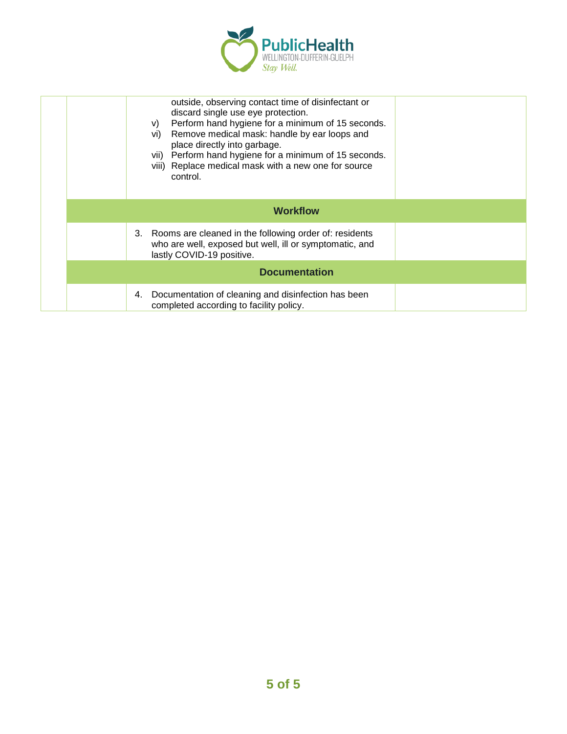| | | | |
|---|---|---|---|
| | | outside, observing contact time of disinfectant or discard single use eye protection.<br>v) Perform hand hygiene for a minimum of 15 seconds.<br>vi) Remove medical mask: handle by ear loops and place directly into garbage.<br>vii) Perform hand hygiene for a minimum of 15 seconds.<br>viii) Replace medical mask with a new one for source control. | |
| | **Workflow** | | |
| | | 3. Rooms are cleaned in the following order of: residents who are well, exposed but well, ill or symptomatic, and lastly COVID-19 positive. | |
| | **Documentation** | | |
| | | 4. Documentation of cleaning and disinfection has been completed according to facility policy. | |